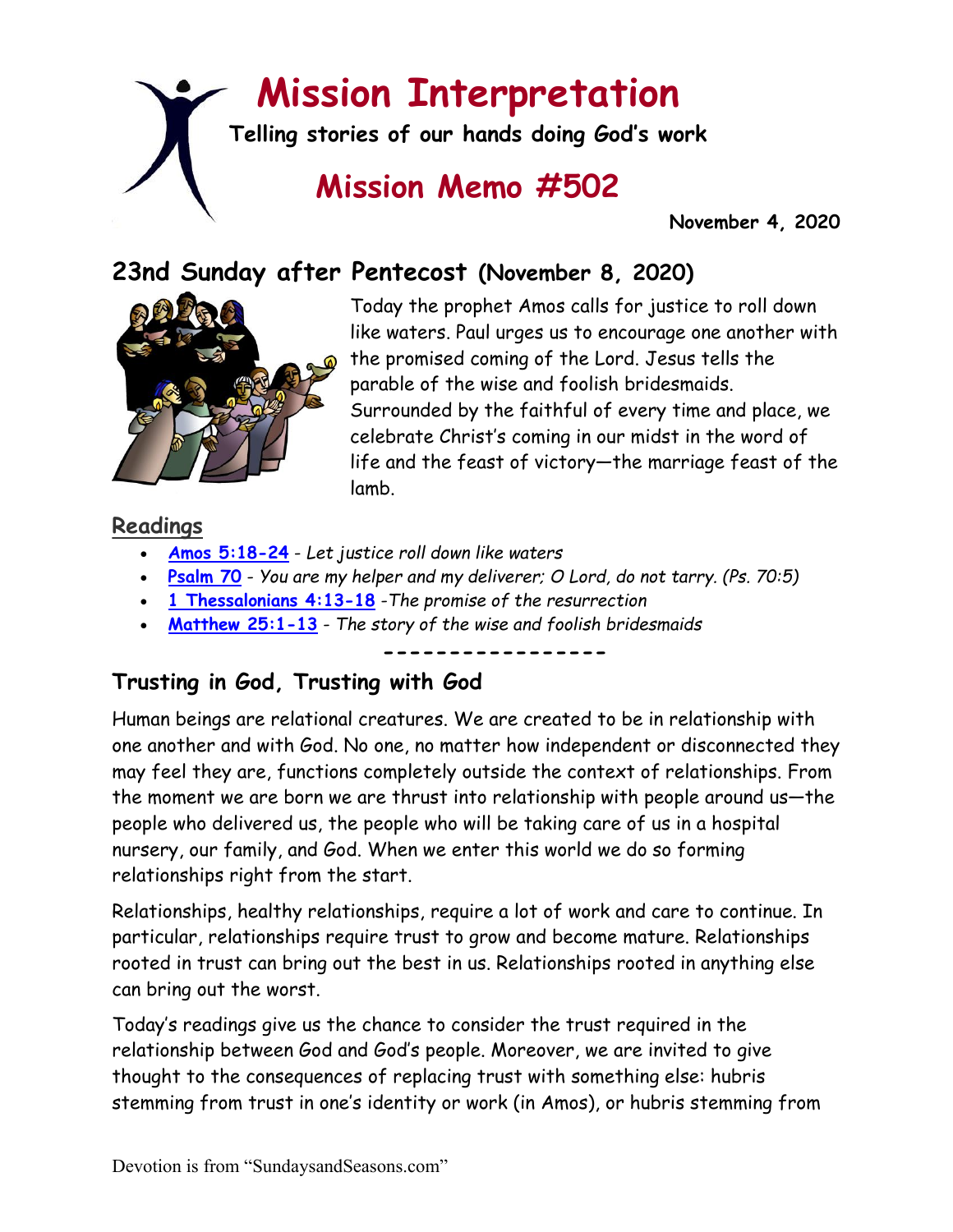# Mission Interpretation

**Telling stories of our hands doing God's work**

## Mission Memo #502

**November 4, 2020**

## 23nd Sunday after Pentecost (November 8, 2020)

Today the prophet Amos calls for justice to roll down like waters. Paul urges us to encourage one another with the promised coming of the Lord. Jesus tells the parable of the wise and foolish bridesmaids. Surrounded by the faithful of every time and place, we celebrate Christ's coming in our midst in the word of life and the feast of victory—the marriage feast of the lamb.

### Readings

- **Amos 5:18-24** - *Let justice roll down like waters*
- **Psalm 70** - *You are my helper and my deliverer; O Lord, do not tarry. (Ps. 70:5)*
- **1 Thessalonians 4:13-18** -*The promise of the resurrection*
- **Matthew 25:1-13** - *The story of the wise and foolish bridesmaids*

-----------------

## Trusting in God, Trusting with God

Human beings are relational creatures. We are created to be in relationship with one another and with God. No one, no matter how independent or disconnected they may feel they are, functions completely outside the context of relationships. From the moment we are born we are thrust into relationship with people around us—the people who delivered us, the people who will be taking care of us in a hospital nursery, our family, and God. When we enter this world we do so forming relationships right from the start.

Relationships, healthy relationships, require a lot of work and care to continue. In particular, relationships require trust to grow and become mature. Relationships rooted in trust can bring out the best in us. Relationships rooted in anything else can bring out the worst.

Today's readings give us the chance to consider the trust required in the relationship between God and God's people. Moreover, we are invited to give thought to the consequences of replacing trust with something else: hubris stemming from trust in one's identity or work (in Amos), or hubris stemming from

Devotion is from "SundaysandSeasons.com"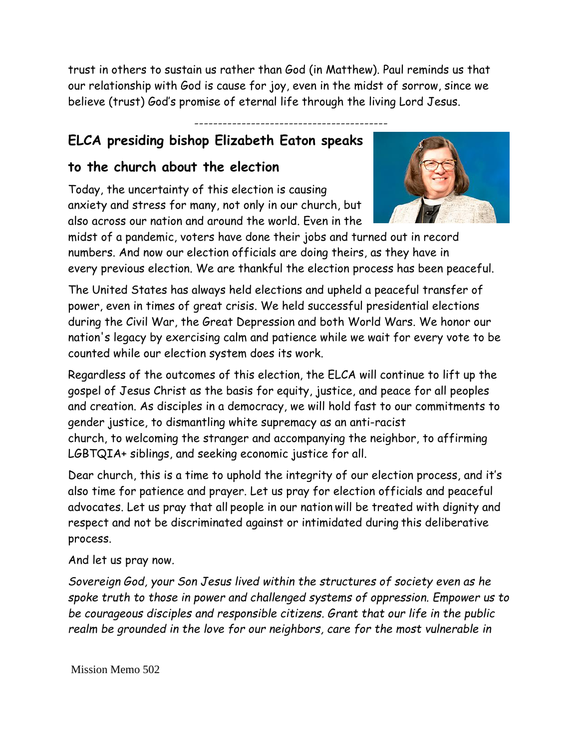trust in others to sustain us rather than God (in Matthew). Paul reminds us that our relationship with God is cause for joy, even in the midst of sorrow, since we believe (trust) God's promise of eternal life through the living Lord Jesus.

-----------------------------------------

## ELCA presiding bishop Elizabeth Eaton speaks to the church about the election

Today, the uncertainty of this election is causing anxiety and stress for many, not only in our church, but also across our nation and around the world. Even in the midst of a pandemic, voters have done their jobs and turned out in record numbers. And now our election officials are doing theirs, as they have in every previous election. We are thankful the election process has been peaceful.

The United States has always held elections and upheld a peaceful transfer of power, even in times of great crisis. We held successful presidential elections during the Civil War, the Great Depression and both World Wars. We honor our nation's legacy by exercising calm and patience while we wait for every vote to be counted while our election system does its work.

Regardless of the outcomes of this election, the ELCA will continue to lift up the gospel of Jesus Christ as the basis for equity, justice, and peace for all peoples and creation. As disciples in a democracy, we will hold fast to our commitments to gender justice, to dismantling white supremacy as an anti-racist church, to welcoming the stranger and accompanying the neighbor, to affirming LGBTQIA+ siblings, and seeking economic justice for all.

Dear church, this is a time to uphold the integrity of our election process, and it's also time for patience and prayer. Let us pray for election officials and peaceful advocates. Let us pray that all people in our nation will be treated with dignity and respect and not be discriminated against or intimidated during this deliberative process.

And let us pray now.

*Sovereign God, your Son Jesus lived within the structures of society even as he spoke truth to those in power and challenged systems of oppression. Empower us to be courageous disciples and responsible citizens. Grant that our life in the public realm be grounded in the love for our neighbors, care for the most vulnerable in*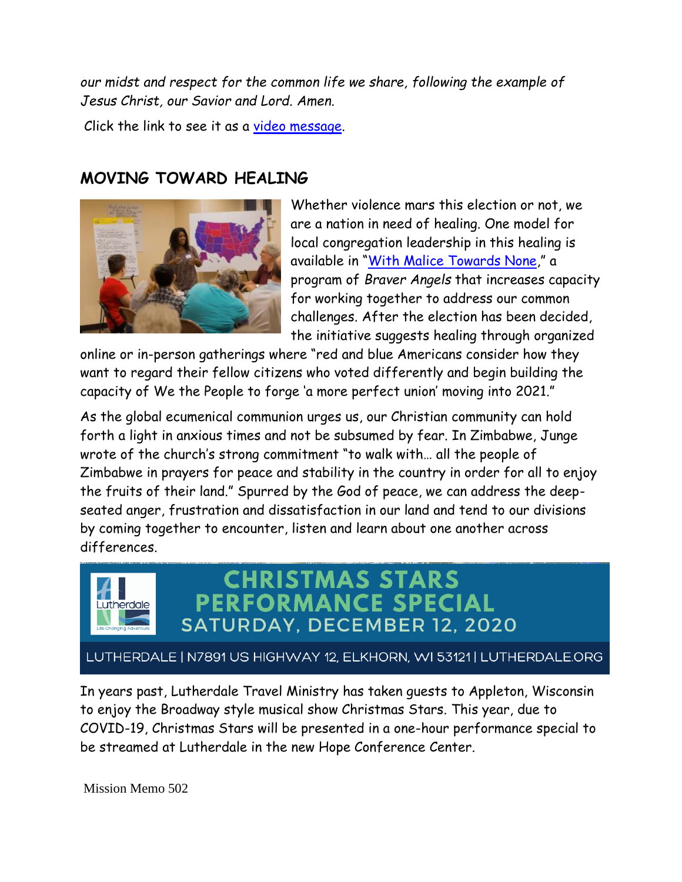*our midst and respect for the common life we share, following the example of Jesus Christ, our Savior and Lord. Amen.*

Click the link to see it as a video message.

## MOVING TOWARD HEALING

Whether violence mars this election or not, we are a nation in need of healing. One model for local congregation leadership in this healing is available in "With Malice Towards None," a program of *Braver Angels* that increases capacity for working together to address our common challenges. After the election has been decided, the initiative suggests healing through organized online or in-person gatherings where "red and blue Americans consider how they want to regard their fellow citizens who voted differently and begin building the capacity of We the People to forge 'a more perfect union' moving into 2021."

As the global ecumenical communion urges us, our Christian community can hold forth a light in anxious times and not be subsumed by fear. In Zimbabwe, Junge wrote of the church's strong commitment "to walk with… all the people of Zimbabwe in prayers for peace and stability in the country in order for all to enjoy the fruits of their land." Spurred by the God of peace, we can address the deep-seated anger, frustration and dissatisfaction in our land and tend to our divisions by coming together to encounter, listen and learn about one another across differences.

Lutherdale
Life Changing Adventure

CHRISTMAS STARS PERFORMANCE SPECIAL
SATURDAY, DECEMBER 12, 2020

LUTHERDALE | N7891 US HIGHWAY 12, ELKHORN, WI 53121 | LUTHERDALE.ORG

In years past, Lutherdale Travel Ministry has taken guests to Appleton, Wisconsin to enjoy the Broadway style musical show Christmas Stars. This year, due to COVID-19, Christmas Stars will be presented in a one-hour performance special to be streamed at Lutherdale in the new Hope Conference Center.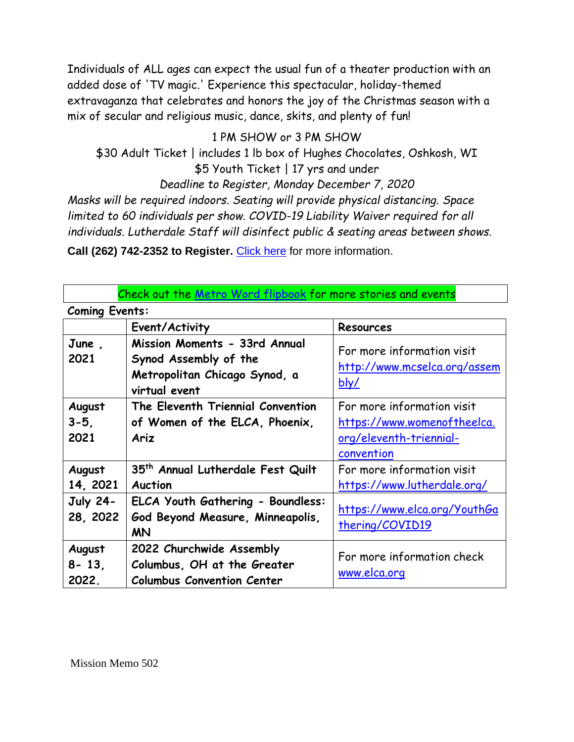Individuals of ALL ages can expect the usual fun of a theater production with an added dose of 'TV magic.' Experience this spectacular, holiday-themed extravaganza that celebrates and honors the joy of the Christmas season with a mix of secular and religious music, dance, skits, and plenty of fun!

1 PM SHOW or 3 PM SHOW

$30 Adult Ticket | includes 1 lb box of Hughes Chocolates, Oshkosh, WI

$5 Youth Ticket | 17 yrs and under

*Deadline to Register, Monday December 7, 2020*

*Masks will be required indoors. Seating will provide physical distancing. Space limited to 60 individuals per show. COVID-19 Liability Waiver required for all individuals. Lutherdale Staff will disinfect public & seating areas between shows.*

**Call (262) 742-2352 to Register.** Click here for more information.

Check out the Metro Word flipbook for more stories and events

**Coming Events:**

| | Event/Activity | Resources |
|---|---|---|
| June , 2021 | Mission Moments - 33rd Annual Synod Assembly of the Metropolitan Chicago Synod, a virtual event | For more information visit http://www.mcselca.org/assembly/ |
| August 3-5, 2021 | The Eleventh Triennial Convention of Women of the ELCA, Phoenix, Ariz | For more information visit https://www.womenoftheelca.org/eleventh-triennial-convention |
| August 14, 2021 | 35th Annual Lutherdale Fest Quilt Auction | For more information visit https://www.lutherdale.org/ |
| July 24-28, 2022 | ELCA Youth Gathering - Boundless: God Beyond Measure, Minneapolis, MN | https://www.elca.org/YouthGathering/COVID19 |
| August 8- 13, 2022. | 2022 Churchwide Assembly Columbus, OH at the Greater Columbus Convention Center | For more information check www.elca.org |

Mission Memo 502